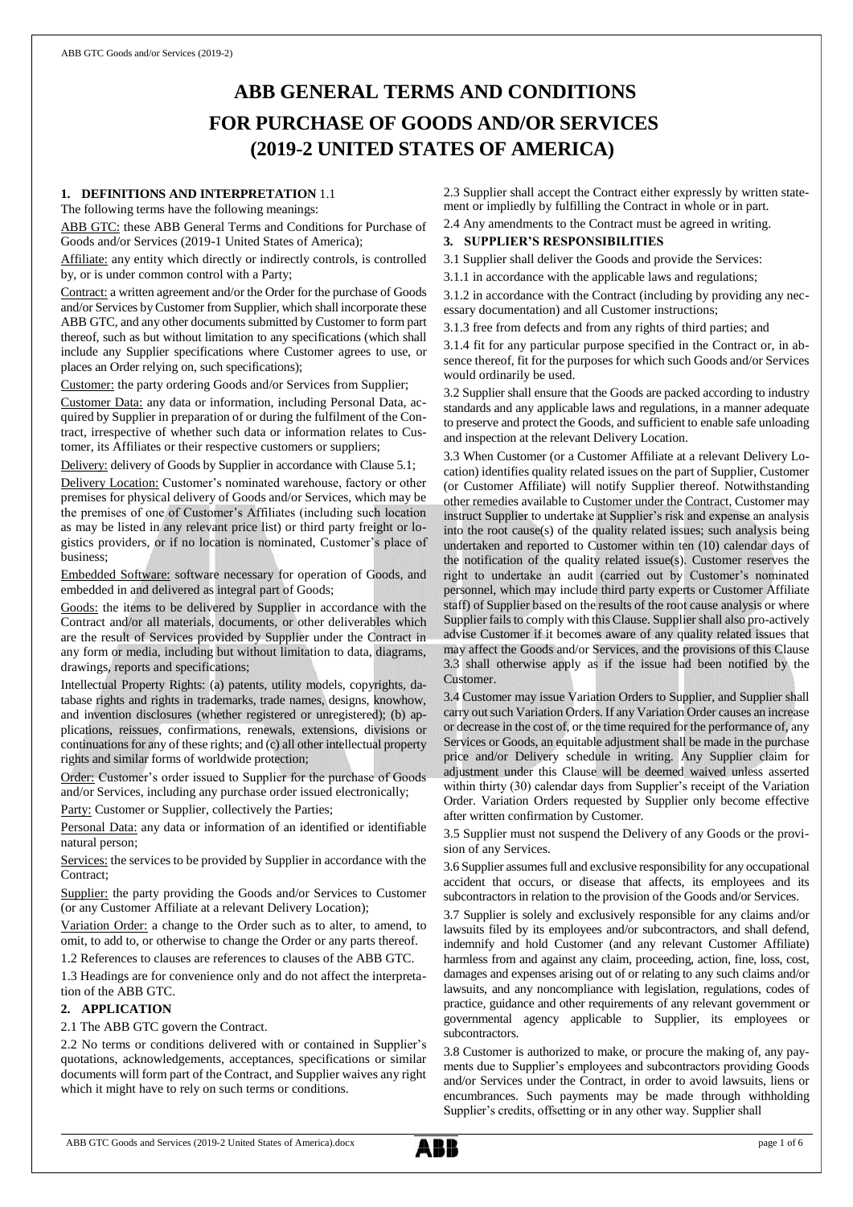# ABB GENERAL TERMS AND CONDITIONS FOR PURCHASE OF GOODS AND/OR SERVICES (2019-2 UNITED STATES OF AMERICA)

## 1. DEFINITIONS AND INTERPRETATION

1.1 The following terms have the following meanings:

ABB GTC: these ABB General Terms and Conditions for Purchase of Goods and/or Services (2019-1 United States of America);

Affiliate: any entity which directly or indirectly controls, is controlled by, or is under common control with a Party;

Contract: a written agreement and/or the Order for the purchase of Goods and/or Services by Customer from Supplier, which shall incorporate these ABB GTC, and any other documents submitted by Customer to form part thereof, such as but without limitation to any specifications (which shall include any Supplier specifications where Customer agrees to use, or places an Order relying on, such specifications);

Customer: the party ordering Goods and/or Services from Supplier;

Customer Data: any data or information, including Personal Data, acquired by Supplier in preparation of or during the fulfilment of the Contract, irrespective of whether such data or information relates to Customer, its Affiliates or their respective customers or suppliers;

Delivery: delivery of Goods by Supplier in accordance with Clause 5.1;

Delivery Location: Customer's nominated warehouse, factory or other premises for physical delivery of Goods and/or Services, which may be the premises of one of Customer's Affiliates (including such location as may be listed in any relevant price list) or third party freight or logistics providers, or if no location is nominated, Customer's place of business;

Embedded Software: software necessary for operation of Goods, and embedded in and delivered as integral part of Goods;

Goods: the items to be delivered by Supplier in accordance with the Contract and/or all materials, documents, or other deliverables which are the result of Services provided by Supplier under the Contract in any form or media, including but without limitation to data, diagrams, drawings, reports and specifications;

Intellectual Property Rights: (a) patents, utility models, copyrights, database rights and rights in trademarks, trade names, designs, knowhow, and invention disclosures (whether registered or unregistered); (b) applications, reissues, confirmations, renewals, extensions, divisions or continuations for any of these rights; and (c) all other intellectual property rights and similar forms of worldwide protection;

Order: Customer's order issued to Supplier for the purchase of Goods and/or Services, including any purchase order issued electronically;

Party: Customer or Supplier, collectively the Parties;

Personal Data: any data or information of an identified or identifiable natural person;

Services: the services to be provided by Supplier in accordance with the Contract;

Supplier: the party providing the Goods and/or Services to Customer (or any Customer Affiliate at a relevant Delivery Location);

Variation Order: a change to the Order such as to alter, to amend, to omit, to add to, or otherwise to change the Order or any parts thereof.

1.2 References to clauses are references to clauses of the ABB GTC.

1.3 Headings are for convenience only and do not affect the interpretation of the ABB GTC.

## 2. APPLICATION

2.1 The ABB GTC govern the Contract.

2.2 No terms or conditions delivered with or contained in Supplier's quotations, acknowledgements, acceptances, specifications or similar documents will form part of the Contract, and Supplier waives any right which it might have to rely on such terms or conditions.

2.3 Supplier shall accept the Contract either expressly by written statement or impliedly by fulfilling the Contract in whole or in part.

2.4 Any amendments to the Contract must be agreed in writing.

## 3. SUPPLIER'S RESPONSIBILITIES

3.1 Supplier shall deliver the Goods and provide the Services:

3.1.1 in accordance with the applicable laws and regulations;

3.1.2 in accordance with the Contract (including by providing any necessary documentation) and all Customer instructions;

3.1.3 free from defects and from any rights of third parties; and

3.1.4 fit for any particular purpose specified in the Contract or, in absence thereof, fit for the purposes for which such Goods and/or Services would ordinarily be used.

3.2 Supplier shall ensure that the Goods are packed according to industry standards and any applicable laws and regulations, in a manner adequate to preserve and protect the Goods, and sufficient to enable safe unloading and inspection at the relevant Delivery Location.

3.3 When Customer (or a Customer Affiliate at a relevant Delivery Location) identifies quality related issues on the part of Supplier, Customer (or Customer Affiliate) will notify Supplier thereof. Notwithstanding other remedies available to Customer under the Contract, Customer may instruct Supplier to undertake at Supplier's risk and expense an analysis into the root cause(s) of the quality related issues; such analysis being undertaken and reported to Customer within ten (10) calendar days of the notification of the quality related issue(s). Customer reserves the right to undertake an audit (carried out by Customer's nominated personnel, which may include third party experts or Customer Affiliate staff) of Supplier based on the results of the root cause analysis or where Supplier fails to comply with this Clause. Supplier shall also pro-actively advise Customer if it becomes aware of any quality related issues that may affect the Goods and/or Services, and the provisions of this Clause 3.3 shall otherwise apply as if the issue had been notified by the Customer.

3.4 Customer may issue Variation Orders to Supplier, and Supplier shall carry out such Variation Orders. If any Variation Order causes an increase or decrease in the cost of, or the time required for the performance of, any Services or Goods, an equitable adjustment shall be made in the purchase price and/or Delivery schedule in writing. Any Supplier claim for adjustment under this Clause will be deemed waived unless asserted within thirty (30) calendar days from Supplier's receipt of the Variation Order. Variation Orders requested by Supplier only become effective after written confirmation by Customer.

3.5 Supplier must not suspend the Delivery of any Goods or the provision of any Services.

3.6 Supplier assumes full and exclusive responsibility for any occupational accident that occurs, or disease that affects, its employees and its subcontractors in relation to the provision of the Goods and/or Services.

3.7 Supplier is solely and exclusively responsible for any claims and/or lawsuits filed by its employees and/or subcontractors, and shall defend, indemnify and hold Customer (and any relevant Customer Affiliate) harmless from and against any claim, proceeding, action, fine, loss, cost, damages and expenses arising out of or relating to any such claims and/or lawsuits, and any noncompliance with legislation, regulations, codes of practice, guidance and other requirements of any relevant government or governmental agency applicable to Supplier, its employees or subcontractors.

3.8 Customer is authorized to make, or procure the making of, any payments due to Supplier's employees and subcontractors providing Goods and/or Services under the Contract, in order to avoid lawsuits, liens or encumbrances. Such payments may be made through withholding Supplier's credits, offsetting or in any other way. Supplier shall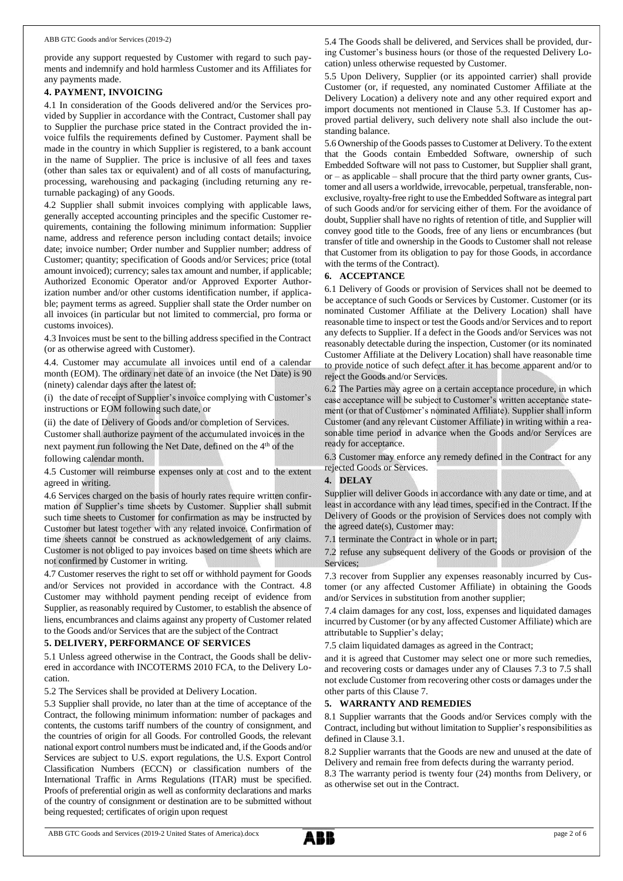provide any support requested by Customer with regard to such payments and indemnify and hold harmless Customer and its Affiliates for any payments made.

## 4. PAYMENT, INVOICING

4.1 In consideration of the Goods delivered and/or the Services provided by Supplier in accordance with the Contract, Customer shall pay to Supplier the purchase price stated in the Contract provided the invoice fulfils the requirements defined by Customer. Payment shall be made in the country in which Supplier is registered, to a bank account in the name of Supplier. The price is inclusive of all fees and taxes (other than sales tax or equivalent) and of all costs of manufacturing, processing, warehousing and packaging (including returning any returnable packaging) of any Goods.

4.2 Supplier shall submit invoices complying with applicable laws, generally accepted accounting principles and the specific Customer requirements, containing the following minimum information: Supplier name, address and reference person including contact details; invoice date; invoice number; Order number and Supplier number; address of Customer; quantity; specification of Goods and/or Services; price (total amount invoiced); currency; sales tax amount and number, if applicable; Authorized Economic Operator and/or Approved Exporter Authorization number and/or other customs identification number, if applicable; payment terms as agreed. Supplier shall state the Order number on all invoices (in particular but not limited to commercial, pro forma or customs invoices).

4.3 Invoices must be sent to the billing address specified in the Contract (or as otherwise agreed with Customer).

4.4. Customer may accumulate all invoices until end of a calendar month (EOM). The ordinary net date of an invoice (the Net Date) is 90 (ninety) calendar days after the latest of:

(i) the date of receipt of Supplier's invoice complying with Customer's instructions or EOM following such date, or

(ii) the date of Delivery of Goods and/or completion of Services.

Customer shall authorize payment of the accumulated invoices in the next payment run following the Net Date, defined on the 4th of the following calendar month.

4.5 Customer will reimburse expenses only at cost and to the extent agreed in writing.

4.6 Services charged on the basis of hourly rates require written confirmation of Supplier's time sheets by Customer. Supplier shall submit such time sheets to Customer for confirmation as may be instructed by Customer but latest together with any related invoice. Confirmation of time sheets cannot be construed as acknowledgement of any claims. Customer is not obliged to pay invoices based on time sheets which are not confirmed by Customer in writing.

4.7 Customer reserves the right to set off or withhold payment for Goods and/or Services not provided in accordance with the Contract. 4.8 Customer may withhold payment pending receipt of evidence from Supplier, as reasonably required by Customer, to establish the absence of liens, encumbrances and claims against any property of Customer related to the Goods and/or Services that are the subject of the Contract

## 5. DELIVERY, PERFORMANCE OF SERVICES

5.1 Unless agreed otherwise in the Contract, the Goods shall be delivered in accordance with INCOTERMS 2010 FCA, to the Delivery Location.

5.2 The Services shall be provided at Delivery Location.

5.3 Supplier shall provide, no later than at the time of acceptance of the Contract, the following minimum information: number of packages and contents, the customs tariff numbers of the country of consignment, and the countries of origin for all Goods. For controlled Goods, the relevant national export control numbers must be indicated and, if the Goods and/or Services are subject to U.S. export regulations, the U.S. Export Control Classification Numbers (ECCN) or classification numbers of the International Traffic in Arms Regulations (ITAR) must be specified. Proofs of preferential origin as well as conformity declarations and marks of the country of consignment or destination are to be submitted without being requested; certificates of origin upon request

5.4 The Goods shall be delivered, and Services shall be provided, during Customer's business hours (or those of the requested Delivery Location) unless otherwise requested by Customer.

5.5 Upon Delivery, Supplier (or its appointed carrier) shall provide Customer (or, if requested, any nominated Customer Affiliate at the Delivery Location) a delivery note and any other required export and import documents not mentioned in Clause 5.3. If Customer has approved partial delivery, such delivery note shall also include the outstanding balance.

5.6 Ownership of the Goods passes to Customer at Delivery. To the extent that the Goods contain Embedded Software, ownership of such Embedded Software will not pass to Customer, but Supplier shall grant, or – as applicable – shall procure that the third party owner grants, Customer and all users a worldwide, irrevocable, perpetual, transferable, non-exclusive, royalty-free right to use the Embedded Software as integral part of such Goods and/or for servicing either of them. For the avoidance of doubt, Supplier shall have no rights of retention of title, and Supplier will convey good title to the Goods, free of any liens or encumbrances (but transfer of title and ownership in the Goods to Customer shall not release that Customer from its obligation to pay for those Goods, in accordance with the terms of the Contract).

## 6. ACCEPTANCE

6.1 Delivery of Goods or provision of Services shall not be deemed to be acceptance of such Goods or Services by Customer. Customer (or its nominated Customer Affiliate at the Delivery Location) shall have reasonable time to inspect or test the Goods and/or Services and to report any defects to Supplier. If a defect in the Goods and/or Services was not reasonably detectable during the inspection, Customer (or its nominated Customer Affiliate at the Delivery Location) shall have reasonable time to provide notice of such defect after it has become apparent and/or to reject the Goods and/or Services.

6.2 The Parties may agree on a certain acceptance procedure, in which case acceptance will be subject to Customer's written acceptance statement (or that of Customer's nominated Affiliate). Supplier shall inform Customer (and any relevant Customer Affiliate) in writing within a reasonable time period in advance when the Goods and/or Services are ready for acceptance.

6.3 Customer may enforce any remedy defined in the Contract for any rejected Goods or Services.

## 4. DELAY

Supplier will deliver Goods in accordance with any date or time, and at least in accordance with any lead times, specified in the Contract. If the Delivery of Goods or the provision of Services does not comply with the agreed date(s), Customer may:

7.1 terminate the Contract in whole or in part;

7.2 refuse any subsequent delivery of the Goods or provision of the Services;

7.3 recover from Supplier any expenses reasonably incurred by Customer (or any affected Customer Affiliate) in obtaining the Goods and/or Services in substitution from another supplier;

7.4 claim damages for any cost, loss, expenses and liquidated damages incurred by Customer (or by any affected Customer Affiliate) which are attributable to Supplier's delay;

7.5 claim liquidated damages as agreed in the Contract;

and it is agreed that Customer may select one or more such remedies, and recovering costs or damages under any of Clauses 7.3 to 7.5 shall not exclude Customer from recovering other costs or damages under the other parts of this Clause 7.

## 5. WARRANTY AND REMEDIES

8.1 Supplier warrants that the Goods and/or Services comply with the Contract, including but without limitation to Supplier's responsibilities as defined in Clause 3.1.

8.2 Supplier warrants that the Goods are new and unused at the date of Delivery and remain free from defects during the warranty period.

8.3 The warranty period is twenty four (24) months from Delivery, or as otherwise set out in the Contract.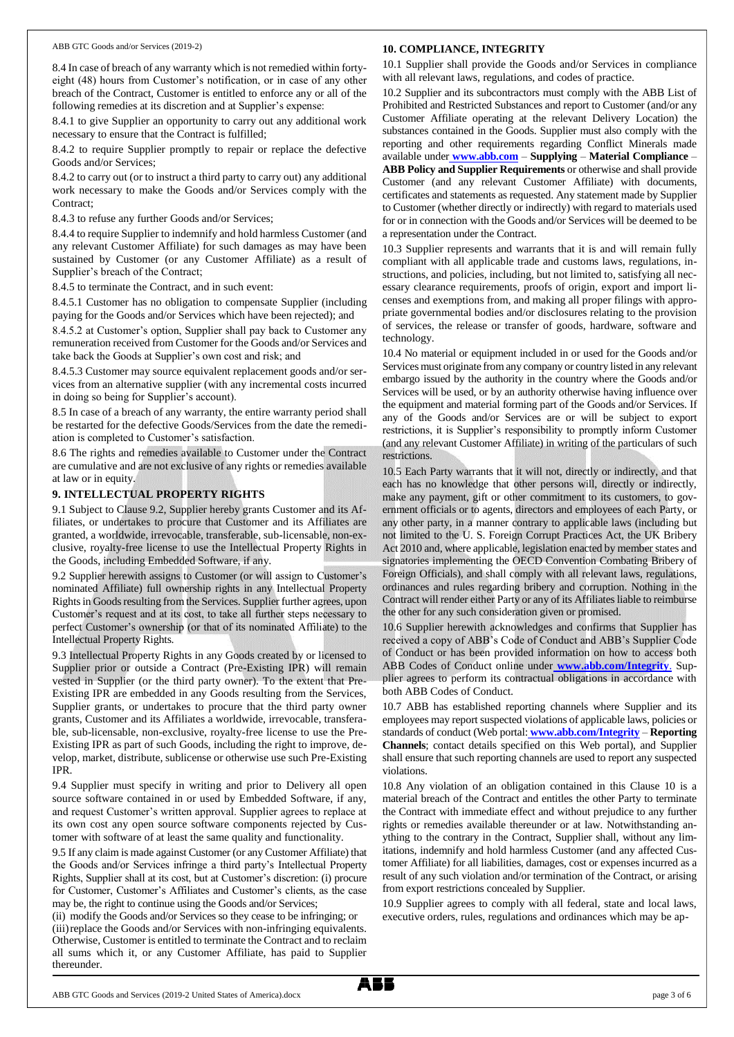8.4 In case of breach of any warranty which is not remedied within forty-eight (48) hours from Customer's notification, or in case of any other breach of the Contract, Customer is entitled to enforce any or all of the following remedies at its discretion and at Supplier's expense:

8.4.1 to give Supplier an opportunity to carry out any additional work necessary to ensure that the Contract is fulfilled;

8.4.2 to require Supplier promptly to repair or replace the defective Goods and/or Services;

8.4.2 to carry out (or to instruct a third party to carry out) any additional work necessary to make the Goods and/or Services comply with the Contract;

8.4.3 to refuse any further Goods and/or Services;

8.4.4 to require Supplier to indemnify and hold harmless Customer (and any relevant Customer Affiliate) for such damages as may have been sustained by Customer (or any Customer Affiliate) as a result of Supplier's breach of the Contract;

8.4.5 to terminate the Contract, and in such event:

8.4.5.1 Customer has no obligation to compensate Supplier (including paying for the Goods and/or Services which have been rejected); and

8.4.5.2 at Customer's option, Supplier shall pay back to Customer any remuneration received from Customer for the Goods and/or Services and take back the Goods at Supplier's own cost and risk; and

8.4.5.3 Customer may source equivalent replacement goods and/or services from an alternative supplier (with any incremental costs incurred in doing so being for Supplier's account).

8.5 In case of a breach of any warranty, the entire warranty period shall be restarted for the defective Goods/Services from the date the remediation is completed to Customer's satisfaction.

8.6 The rights and remedies available to Customer under the Contract are cumulative and are not exclusive of any rights or remedies available at law or in equity.

## 9. INTELLECTUAL PROPERTY RIGHTS

9.1 Subject to Clause 9.2, Supplier hereby grants Customer and its Affiliates, or undertakes to procure that Customer and its Affiliates are granted, a worldwide, irrevocable, transferable, sub-licensable, non-exclusive, royalty-free license to use the Intellectual Property Rights in the Goods, including Embedded Software, if any.

9.2 Supplier herewith assigns to Customer (or will assign to Customer's nominated Affiliate) full ownership rights in any Intellectual Property Rights in Goods resulting from the Services. Supplier further agrees, upon Customer's request and at its cost, to take all further steps necessary to perfect Customer's ownership (or that of its nominated Affiliate) to the Intellectual Property Rights.

9.3 Intellectual Property Rights in any Goods created by or licensed to Supplier prior or outside a Contract (Pre-Existing IPR) will remain vested in Supplier (or the third party owner). To the extent that Pre-Existing IPR are embedded in any Goods resulting from the Services, Supplier grants, or undertakes to procure that the third party owner grants, Customer and its Affiliates a worldwide, irrevocable, transferable, sub-licensable, non-exclusive, royalty-free license to use the Pre-Existing IPR as part of such Goods, including the right to improve, develop, market, distribute, sublicense or otherwise use such Pre-Existing IPR.

9.4 Supplier must specify in writing and prior to Delivery all open source software contained in or used by Embedded Software, if any, and request Customer's written approval. Supplier agrees to replace at its own cost any open source software components rejected by Customer with software of at least the same quality and functionality.

9.5 If any claim is made against Customer (or any Customer Affiliate) that the Goods and/or Services infringe a third party's Intellectual Property Rights, Supplier shall at its cost, but at Customer's discretion: (i) procure for Customer, Customer's Affiliates and Customer's clients, as the case may be, the right to continue using the Goods and/or Services;
(ii) modify the Goods and/or Services so they cease to be infringing; or
(iii) replace the Goods and/or Services with non-infringing equivalents. Otherwise, Customer is entitled to terminate the Contract and to reclaim all sums which it, or any Customer Affiliate, has paid to Supplier thereunder.

## 10. COMPLIANCE, INTEGRITY

10.1 Supplier shall provide the Goods and/or Services in compliance with all relevant laws, regulations, and codes of practice.

10.2 Supplier and its subcontractors must comply with the ABB List of Prohibited and Restricted Substances and report to Customer (and/or any Customer Affiliate operating at the relevant Delivery Location) the substances contained in the Goods. Supplier must also comply with the reporting and other requirements regarding Conflict Minerals made available under **www.abb.com** – **Supplying** – **Material Compliance** – **ABB Policy and Supplier Requirements** or otherwise and shall provide Customer (and any relevant Customer Affiliate) with documents, certificates and statements as requested. Any statement made by Supplier to Customer (whether directly or indirectly) with regard to materials used for or in connection with the Goods and/or Services will be deemed to be a representation under the Contract.

10.3 Supplier represents and warrants that it is and will remain fully compliant with all applicable trade and customs laws, regulations, instructions, and policies, including, but not limited to, satisfying all necessary clearance requirements, proofs of origin, export and import licenses and exemptions from, and making all proper filings with appropriate governmental bodies and/or disclosures relating to the provision of services, the release or transfer of goods, hardware, software and technology.

10.4 No material or equipment included in or used for the Goods and/or Services must originate from any company or country listed in any relevant embargo issued by the authority in the country where the Goods and/or Services will be used, or by an authority otherwise having influence over the equipment and material forming part of the Goods and/or Services. If any of the Goods and/or Services are or will be subject to export restrictions, it is Supplier's responsibility to promptly inform Customer (and any relevant Customer Affiliate) in writing of the particulars of such restrictions.

10.5 Each Party warrants that it will not, directly or indirectly, and that each has no knowledge that other persons will, directly or indirectly, make any payment, gift or other commitment to its customers, to government officials or to agents, directors and employees of each Party, or any other party, in a manner contrary to applicable laws (including but not limited to the U. S. Foreign Corrupt Practices Act, the UK Bribery Act 2010 and, where applicable, legislation enacted by member states and signatories implementing the OECD Convention Combating Bribery of Foreign Officials), and shall comply with all relevant laws, regulations, ordinances and rules regarding bribery and corruption. Nothing in the Contract will render either Party or any of its Affiliates liable to reimburse the other for any such consideration given or promised.

10.6 Supplier herewith acknowledges and confirms that Supplier has received a copy of ABB's Code of Conduct and ABB's Supplier Code of Conduct or has been provided information on how to access both ABB Codes of Conduct online under **www.abb.com/Integrity**. Supplier agrees to perform its contractual obligations in accordance with both ABB Codes of Conduct.

10.7 ABB has established reporting channels where Supplier and its employees may report suspected violations of applicable laws, policies or standards of conduct (Web portal: **www.abb.com/Integrity** – **Reporting Channels**; contact details specified on this Web portal), and Supplier shall ensure that such reporting channels are used to report any suspected violations.

10.8 Any violation of an obligation contained in this Clause 10 is a material breach of the Contract and entitles the other Party to terminate the Contract with immediate effect and without prejudice to any further rights or remedies available thereunder or at law. Notwithstanding anything to the contrary in the Contract, Supplier shall, without any limitations, indemnify and hold harmless Customer (and any affected Customer Affiliate) for all liabilities, damages, cost or expenses incurred as a result of any such violation and/or termination of the Contract, or arising from export restrictions concealed by Supplier.

10.9 Supplier agrees to comply with all federal, state and local laws, executive orders, rules, regulations and ordinances which may be ap-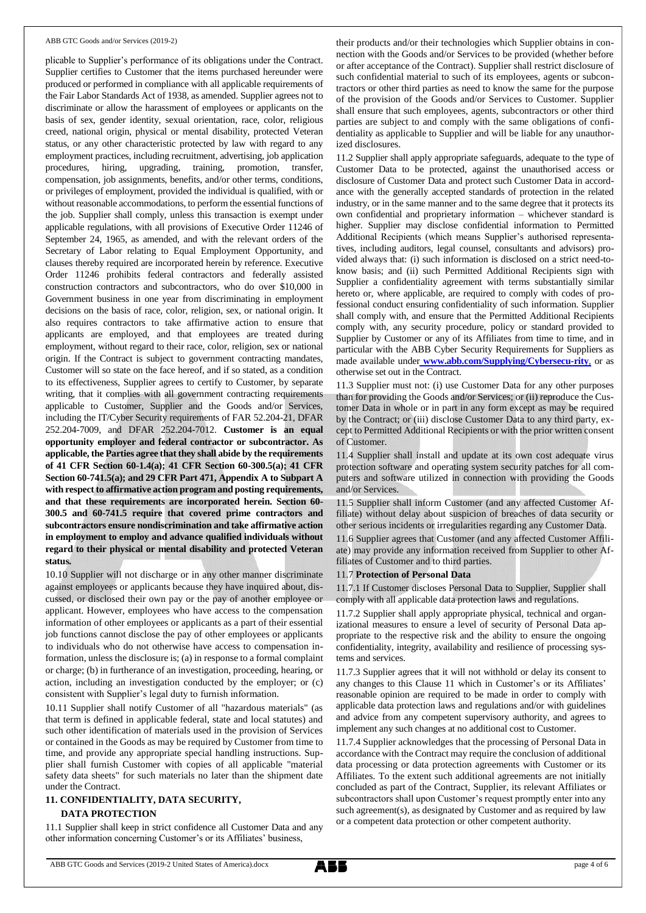plicable to Supplier's performance of its obligations under the Contract. Supplier certifies to Customer that the items purchased hereunder were produced or performed in compliance with all applicable requirements of the Fair Labor Standards Act of 1938, as amended. Supplier agrees not to discriminate or allow the harassment of employees or applicants on the basis of sex, gender identity, sexual orientation, race, color, religious creed, national origin, physical or mental disability, protected Veteran status, or any other characteristic protected by law with regard to any employment practices, including recruitment, advertising, job application procedures, hiring, upgrading, training, promotion, transfer, compensation, job assignments, benefits, and/or other terms, conditions, or privileges of employment, provided the individual is qualified, with or without reasonable accommodations, to perform the essential functions of the job. Supplier shall comply, unless this transaction is exempt under applicable regulations, with all provisions of Executive Order 11246 of September 24, 1965, as amended, and with the relevant orders of the Secretary of Labor relating to Equal Employment Opportunity, and clauses thereby required are incorporated herein by reference. Executive Order 11246 prohibits federal contractors and federally assisted construction contractors and subcontractors, who do over $10,000 in Government business in one year from discriminating in employment decisions on the basis of race, color, religion, sex, or national origin. It also requires contractors to take affirmative action to ensure that applicants are employed, and that employees are treated during employment, without regard to their race, color, religion, sex or national origin. If the Contract is subject to government contracting mandates, Customer will so state on the face hereof, and if so stated, as a condition to its effectiveness, Supplier agrees to certify to Customer, by separate writing, that it complies with all government contracting requirements applicable to Customer, Supplier and the Goods and/or Services, including the IT/Cyber Security requirements of FAR 52.204-21, DFAR 252.204-7009, and DFAR 252.204-7012. **Customer is an equal opportunity employer and federal contractor or subcontractor. As applicable, the Parties agree that they shall abide by the requirements of 41 CFR Section 60-1.4(a); 41 CFR Section 60-300.5(a); 41 CFR Section 60-741.5(a); and 29 CFR Part 471, Appendix A to Subpart A with respect to affirmative action program and posting requirements, and that these requirements are incorporated herein. Section 60-300.5 and 60-741.5 require that covered prime contractors and subcontractors ensure nondiscrimination and take affirmative action in employment to employ and advance qualified individuals without regard to their physical or mental disability and protected Veteran status.**

10.10 Supplier will not discharge or in any other manner discriminate against employees or applicants because they have inquired about, discussed, or disclosed their own pay or the pay of another employee or applicant. However, employees who have access to the compensation information of other employees or applicants as a part of their essential job functions cannot disclose the pay of other employees or applicants to individuals who do not otherwise have access to compensation information, unless the disclosure is; (a) in response to a formal complaint or charge; (b) in furtherance of an investigation, proceeding, hearing, or action, including an investigation conducted by the employer; or (c) consistent with Supplier's legal duty to furnish information.

10.11 Supplier shall notify Customer of all "hazardous materials" (as that term is defined in applicable federal, state and local statutes) and such other identification of materials used in the provision of Services or contained in the Goods as may be required by Customer from time to time, and provide any appropriate special handling instructions. Supplier shall furnish Customer with copies of all applicable "material safety data sheets" for such materials no later than the shipment date under the Contract.

## 11. CONFIDENTIALITY, DATA SECURITY, DATA PROTECTION

11.1 Supplier shall keep in strict confidence all Customer Data and any other information concerning Customer's or its Affiliates' business, their products and/or their technologies which Supplier obtains in connection with the Goods and/or Services to be provided (whether before or after acceptance of the Contract). Supplier shall restrict disclosure of such confidential material to such of its employees, agents or subcontractors or other third parties as need to know the same for the purpose of the provision of the Goods and/or Services to Customer. Supplier shall ensure that such employees, agents, subcontractors or other third parties are subject to and comply with the same obligations of confidentiality as applicable to Supplier and will be liable for any unauthorized disclosures.

11.2 Supplier shall apply appropriate safeguards, adequate to the type of Customer Data to be protected, against the unauthorised access or disclosure of Customer Data and protect such Customer Data in accordance with the generally accepted standards of protection in the related industry, or in the same manner and to the same degree that it protects its own confidential and proprietary information – whichever standard is higher. Supplier may disclose confidential information to Permitted Additional Recipients (which means Supplier's authorised representatives, including auditors, legal counsel, consultants and advisors) provided always that: (i) such information is disclosed on a strict need-to-know basis; and (ii) such Permitted Additional Recipients sign with Supplier a confidentiality agreement with terms substantially similar hereto or, where applicable, are required to comply with codes of professional conduct ensuring confidentiality of such information. Supplier shall comply with, and ensure that the Permitted Additional Recipients comply with, any security procedure, policy or standard provided to Supplier by Customer or any of its Affiliates from time to time, and in particular with the ABB Cyber Security Requirements for Suppliers as made available under **www.abb.com/Supplying/Cybersecu-rity**, or as otherwise set out in the Contract.

11.3 Supplier must not: (i) use Customer Data for any other purposes than for providing the Goods and/or Services; or (ii) reproduce the Customer Data in whole or in part in any form except as may be required by the Contract; or (iii) disclose Customer Data to any third party, except to Permitted Additional Recipients or with the prior written consent of Customer.

11.4 Supplier shall install and update at its own cost adequate virus protection software and operating system security patches for all computers and software utilized in connection with providing the Goods and/or Services.

11.5 Supplier shall inform Customer (and any affected Customer Affiliate) without delay about suspicion of breaches of data security or other serious incidents or irregularities regarding any Customer Data.

11.6 Supplier agrees that Customer (and any affected Customer Affiliate) may provide any information received from Supplier to other Affiliates of Customer and to third parties.

11.7 **Protection of Personal Data**

11.7.1 If Customer discloses Personal Data to Supplier, Supplier shall comply with all applicable data protection laws and regulations.

11.7.2 Supplier shall apply appropriate physical, technical and organizational measures to ensure a level of security of Personal Data appropriate to the respective risk and the ability to ensure the ongoing confidentiality, integrity, availability and resilience of processing systems and services.

11.7.3 Supplier agrees that it will not withhold or delay its consent to any changes to this Clause 11 which in Customer's or its Affiliates' reasonable opinion are required to be made in order to comply with applicable data protection laws and regulations and/or with guidelines and advice from any competent supervisory authority, and agrees to implement any such changes at no additional cost to Customer.

11.7.4 Supplier acknowledges that the processing of Personal Data in accordance with the Contract may require the conclusion of additional data processing or data protection agreements with Customer or its Affiliates. To the extent such additional agreements are not initially concluded as part of the Contract, Supplier, its relevant Affiliates or subcontractors shall upon Customer's request promptly enter into any such agreement(s), as designated by Customer and as required by law or a competent data protection or other competent authority.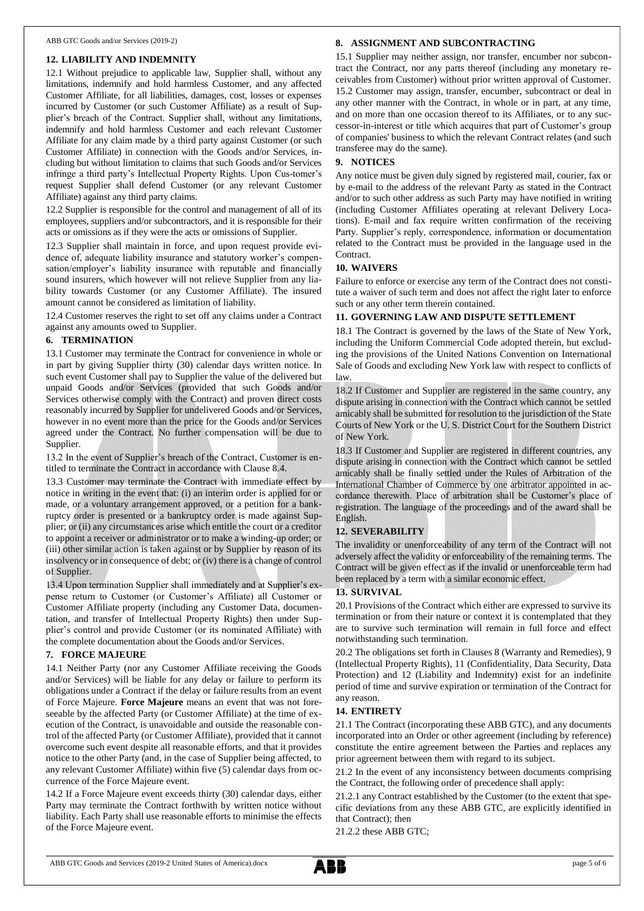## 12. LIABILITY AND INDEMNITY

12.1 Without prejudice to applicable law, Supplier shall, without any limitations, indemnify and hold harmless Customer, and any affected Customer Affiliate, for all liabilities, damages, cost, losses or expenses incurred by Customer (or such Customer Affiliate) as a result of Supplier's breach of the Contract. Supplier shall, without any limitations, indemnify and hold harmless Customer and each relevant Customer Affiliate for any claim made by a third party against Customer (or such Customer Affiliate) in connection with the Goods and/or Services, including but without limitation to claims that such Goods and/or Services infringe a third party's Intellectual Property Rights. Upon Cus-tomer's request Supplier shall defend Customer (or any relevant Customer Affiliate) against any third party claims.

12.2 Supplier is responsible for the control and management of all of its employees, suppliers and/or subcontractors, and it is responsible for their acts or omissions as if they were the acts or omissions of Supplier.

12.3 Supplier shall maintain in force, and upon request provide evidence of, adequate liability insurance and statutory worker's compensation/employer's liability insurance with reputable and financially sound insurers, which however will not relieve Supplier from any liability towards Customer (or any Customer Affiliate). The insured amount cannot be considered as limitation of liability.

12.4 Customer reserves the right to set off any claims under a Contract against any amounts owed to Supplier.

## 6. TERMINATION

13.1 Customer may terminate the Contract for convenience in whole or in part by giving Supplier thirty (30) calendar days written notice. In such event Customer shall pay to Supplier the value of the delivered but unpaid Goods and/or Services (provided that such Goods and/or Services otherwise comply with the Contract) and proven direct costs reasonably incurred by Supplier for undelivered Goods and/or Services, however in no event more than the price for the Goods and/or Services agreed under the Contract. No further compensation will be due to Supplier.

13.2 In the event of Supplier's breach of the Contract, Customer is entitled to terminate the Contract in accordance with Clause 8.4.

13.3 Customer may terminate the Contract with immediate effect by notice in writing in the event that: (i) an interim order is applied for or made, or a voluntary arrangement approved, or a petition for a bankruptcy order is presented or a bankruptcy order is made against Supplier; or (ii) any circumstances arise which entitle the court or a creditor to appoint a receiver or administrator or to make a winding-up order; or (iii) other similar action is taken against or by Supplier by reason of its insolvency or in consequence of debt; or (iv) there is a change of control of Supplier.

13.4 Upon termination Supplier shall immediately and at Supplier's expense return to Customer (or Customer's Affiliate) all Customer or Customer Affiliate property (including any Customer Data, documentation, and transfer of Intellectual Property Rights) then under Supplier's control and provide Customer (or its nominated Affiliate) with the complete documentation about the Goods and/or Services.

## 7. FORCE MAJEURE

14.1 Neither Party (nor any Customer Affiliate receiving the Goods and/or Services) will be liable for any delay or failure to perform its obligations under a Contract if the delay or failure results from an event of Force Majeure. **Force Majeure** means an event that was not foreseeable by the affected Party (or Customer Affiliate) at the time of execution of the Contract, is unavoidable and outside the reasonable control of the affected Party (or Customer Affiliate), provided that it cannot overcome such event despite all reasonable efforts, and that it provides notice to the other Party (and, in the case of Supplier being affected, to any relevant Customer Affiliate) within five (5) calendar days from occurrence of the Force Majeure event.

14.2 If a Force Majeure event exceeds thirty (30) calendar days, either Party may terminate the Contract forthwith by written notice without liability. Each Party shall use reasonable efforts to minimise the effects of the Force Majeure event.

## 8. ASSIGNMENT AND SUBCONTRACTING

15.1 Supplier may neither assign, nor transfer, encumber nor subcontract the Contract, nor any parts thereof (including any monetary receivables from Customer) without prior written approval of Customer.

15.2 Customer may assign, transfer, encumber, subcontract or deal in any other manner with the Contract, in whole or in part, at any time, and on more than one occasion thereof to its Affiliates, or to any successor-in-interest or title which acquires that part of Customer's group of companies' business to which the relevant Contract relates (and such transferee may do the same).

## 9. NOTICES

Any notice must be given duly signed by registered mail, courier, fax or by e-mail to the address of the relevant Party as stated in the Contract and/or to such other address as such Party may have notified in writing (including Customer Affiliates operating at relevant Delivery Locations). E-mail and fax require written confirmation of the receiving Party. Supplier's reply, correspondence, information or documentation related to the Contract must be provided in the language used in the Contract.

## 10. WAIVERS

Failure to enforce or exercise any term of the Contract does not constitute a waiver of such term and does not affect the right later to enforce such or any other term therein contained.

## 11. GOVERNING LAW AND DISPUTE SETTLEMENT

18.1 The Contract is governed by the laws of the State of New York, including the Uniform Commercial Code adopted therein, but excluding the provisions of the United Nations Convention on International Sale of Goods and excluding New York law with respect to conflicts of law.

18.2 If Customer and Supplier are registered in the same country, any dispute arising in connection with the Contract which cannot be settled amicably shall be submitted for resolution to the jurisdiction of the State Courts of New York or the U. S. District Court for the Southern District of New York.

18.3 If Customer and Supplier are registered in different countries, any dispute arising in connection with the Contract which cannot be settled amicably shall be finally settled under the Rules of Arbitration of the International Chamber of Commerce by one arbitrator appointed in accordance therewith. Place of arbitration shall be Customer's place of registration. The language of the proceedings and of the award shall be English.

## 12. SEVERABILITY

The invalidity or unenforceability of any term of the Contract will not adversely affect the validity or enforceability of the remaining terms. The Contract will be given effect as if the invalid or unenforceable term had been replaced by a term with a similar economic effect.

## 13. SURVIVAL

20.1 Provisions of the Contract which either are expressed to survive its termination or from their nature or context it is contemplated that they are to survive such termination will remain in full force and effect notwithstanding such termination.

20.2 The obligations set forth in Clauses 8 (Warranty and Remedies), 9 (Intellectual Property Rights), 11 (Confidentiality, Data Security, Data Protection) and 12 (Liability and Indemnity) exist for an indefinite period of time and survive expiration or termination of the Contract for any reason.

## 14. ENTIRETY

21.1 The Contract (incorporating these ABB GTC), and any documents incorporated into an Order or other agreement (including by reference) constitute the entire agreement between the Parties and replaces any prior agreement between them with regard to its subject.

21.2 In the event of any inconsistency between documents comprising the Contract, the following order of precedence shall apply:

21.2.1 any Contract established by the Customer (to the extent that specific deviations from any these ABB GTC, are explicitly identified in that Contract); then

21.2.2 these ABB GTC;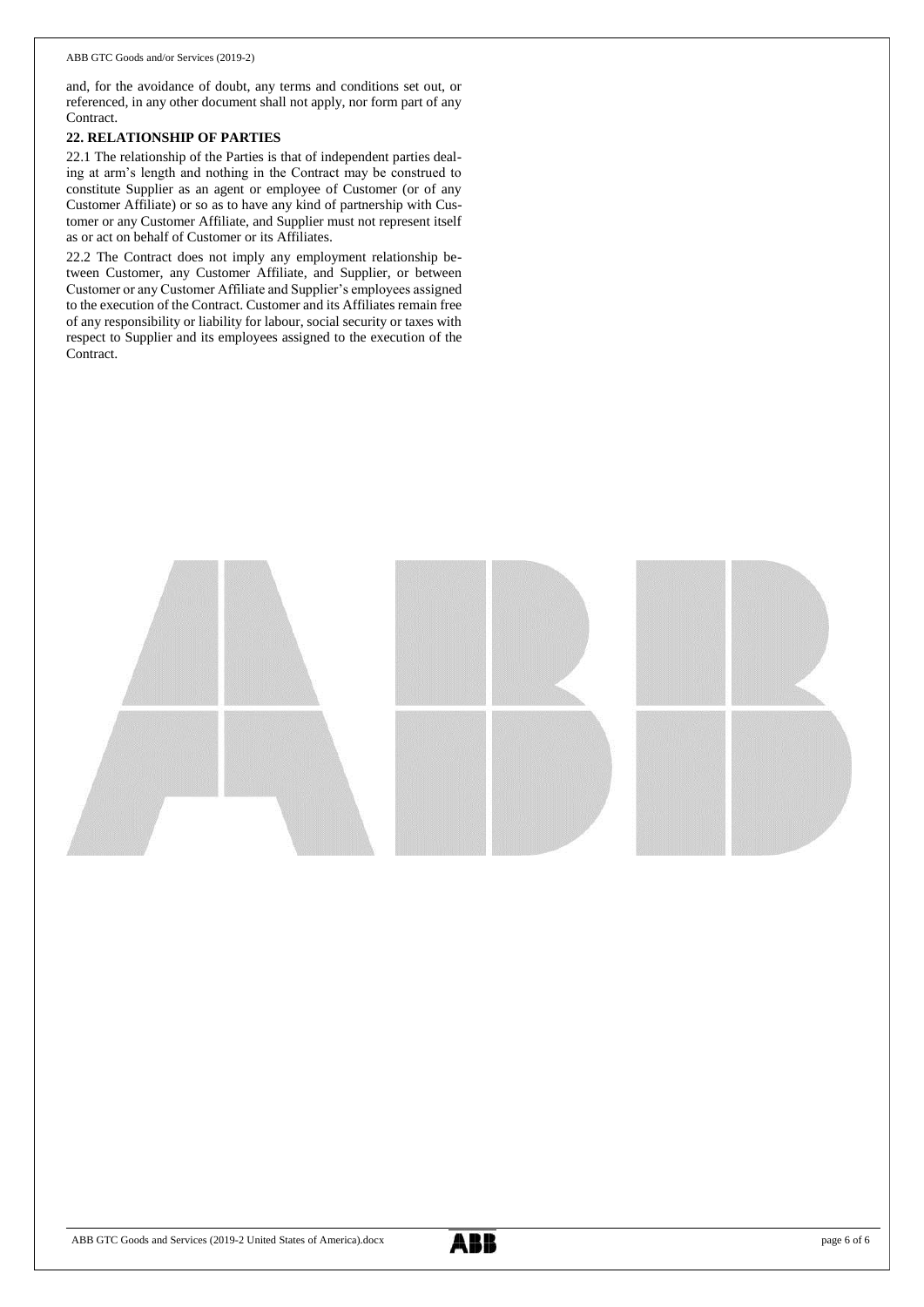and, for the avoidance of doubt, any terms and conditions set out, or referenced, in any other document shall not apply, nor form part of any Contract.

## 22. RELATIONSHIP OF PARTIES

22.1 The relationship of the Parties is that of independent parties dealing at arm's length and nothing in the Contract may be construed to constitute Supplier as an agent or employee of Customer (or of any Customer Affiliate) or so as to have any kind of partnership with Customer or any Customer Affiliate, and Supplier must not represent itself as or act on behalf of Customer or its Affiliates.

22.2 The Contract does not imply any employment relationship between Customer, any Customer Affiliate, and Supplier, or between Customer or any Customer Affiliate and Supplier's employees assigned to the execution of the Contract. Customer and its Affiliates remain free of any responsibility or liability for labour, social security or taxes with respect to Supplier and its employees assigned to the execution of the Contract.